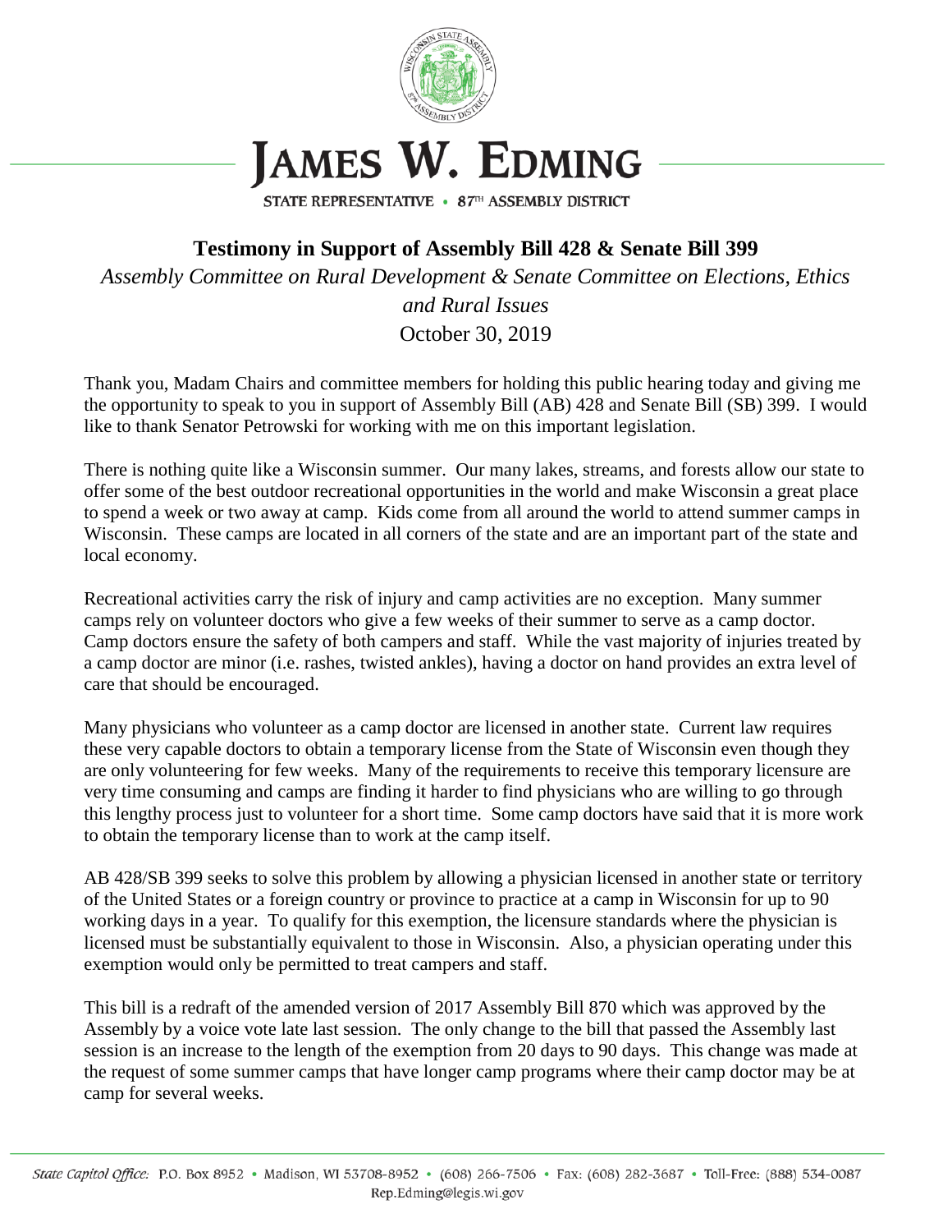# JAMES W. EDMING

STATE REPRESENTATIVE • 87TH ASSEMBLY DISTRICT

## Testimony in Support of Assembly Bill 428 & Senate Bill 399

*Assembly Committee on Rural Development & Senate Committee on Elections, Ethics and Rural Issues*

October 30, 2019

Thank you, Madam Chairs and committee members for holding this public hearing today and giving me the opportunity to speak to you in support of Assembly Bill (AB) 428 and Senate Bill (SB) 399. I would like to thank Senator Petrowski for working with me on this important legislation.

There is nothing quite like a Wisconsin summer. Our many lakes, streams, and forests allow our state to offer some of the best outdoor recreational opportunities in the world and make Wisconsin a great place to spend a week or two away at camp. Kids come from all around the world to attend summer camps in Wisconsin. These camps are located in all corners of the state and are an important part of the state and local economy.

Recreational activities carry the risk of injury and camp activities are no exception. Many summer camps rely on volunteer doctors who give a few weeks of their summer to serve as a camp doctor. Camp doctors ensure the safety of both campers and staff. While the vast majority of injuries treated by a camp doctor are minor (i.e. rashes, twisted ankles), having a doctor on hand provides an extra level of care that should be encouraged.

Many physicians who volunteer as a camp doctor are licensed in another state. Current law requires these very capable doctors to obtain a temporary license from the State of Wisconsin even though they are only volunteering for few weeks. Many of the requirements to receive this temporary licensure are very time consuming and camps are finding it harder to find physicians who are willing to go through this lengthy process just to volunteer for a short time. Some camp doctors have said that it is more work to obtain the temporary license than to work at the camp itself.

AB 428/SB 399 seeks to solve this problem by allowing a physician licensed in another state or territory of the United States or a foreign country or province to practice at a camp in Wisconsin for up to 90 working days in a year. To qualify for this exemption, the licensure standards where the physician is licensed must be substantially equivalent to those in Wisconsin. Also, a physician operating under this exemption would only be permitted to treat campers and staff.

This bill is a redraft of the amended version of 2017 Assembly Bill 870 which was approved by the Assembly by a voice vote late last session. The only change to the bill that passed the Assembly last session is an increase to the length of the exemption from 20 days to 90 days. This change was made at the request of some summer camps that have longer camp programs where their camp doctor may be at camp for several weeks.

*State Capitol Office:* P.O. Box 8952 • Madison, WI 53708-8952 • (608) 266-7506 • Fax: (608) 282-3687 • Toll-Free: (888) 534-0087
Rep.Edming@legis.wi.gov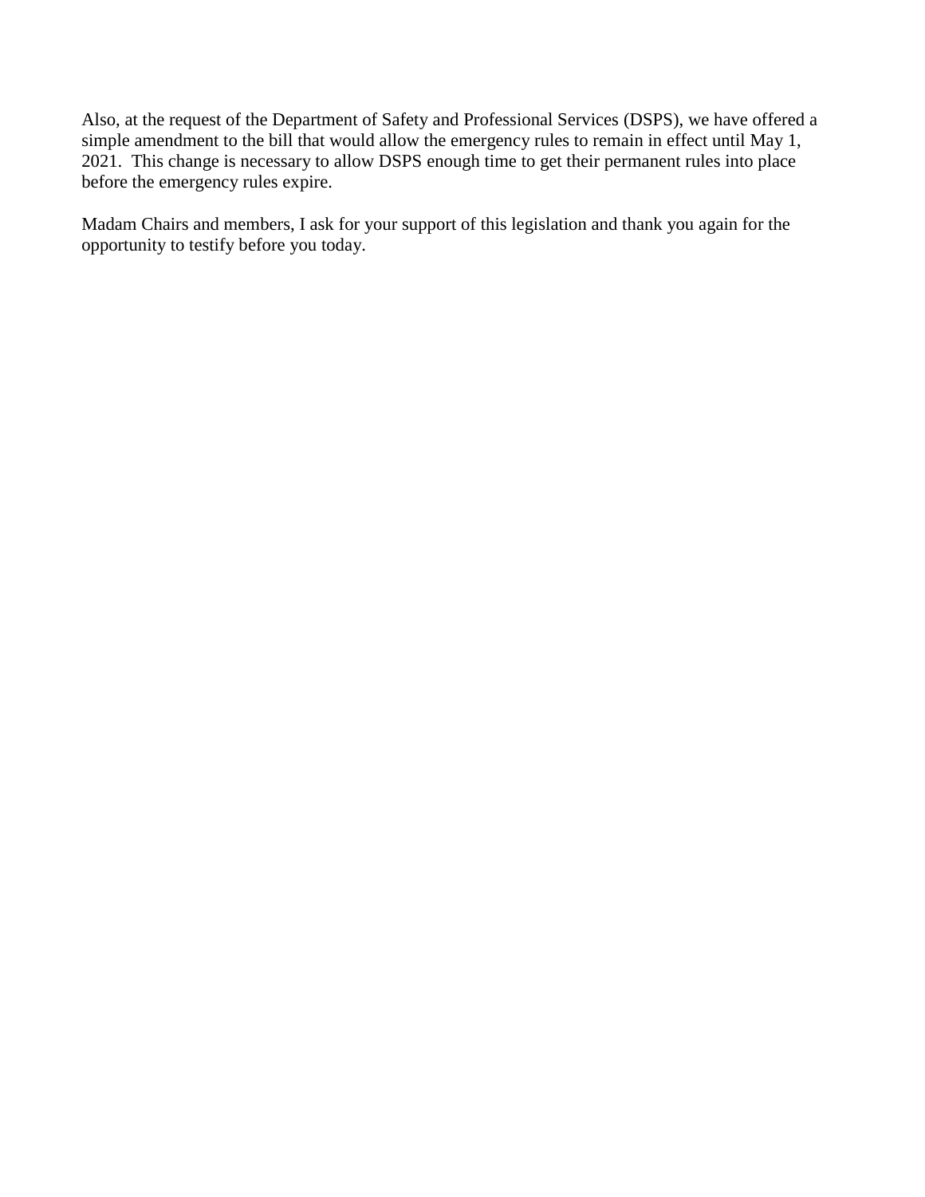Also, at the request of the Department of Safety and Professional Services (DSPS), we have offered a simple amendment to the bill that would allow the emergency rules to remain in effect until May 1, 2021. This change is necessary to allow DSPS enough time to get their permanent rules into place before the emergency rules expire.

Madam Chairs and members, I ask for your support of this legislation and thank you again for the opportunity to testify before you today.